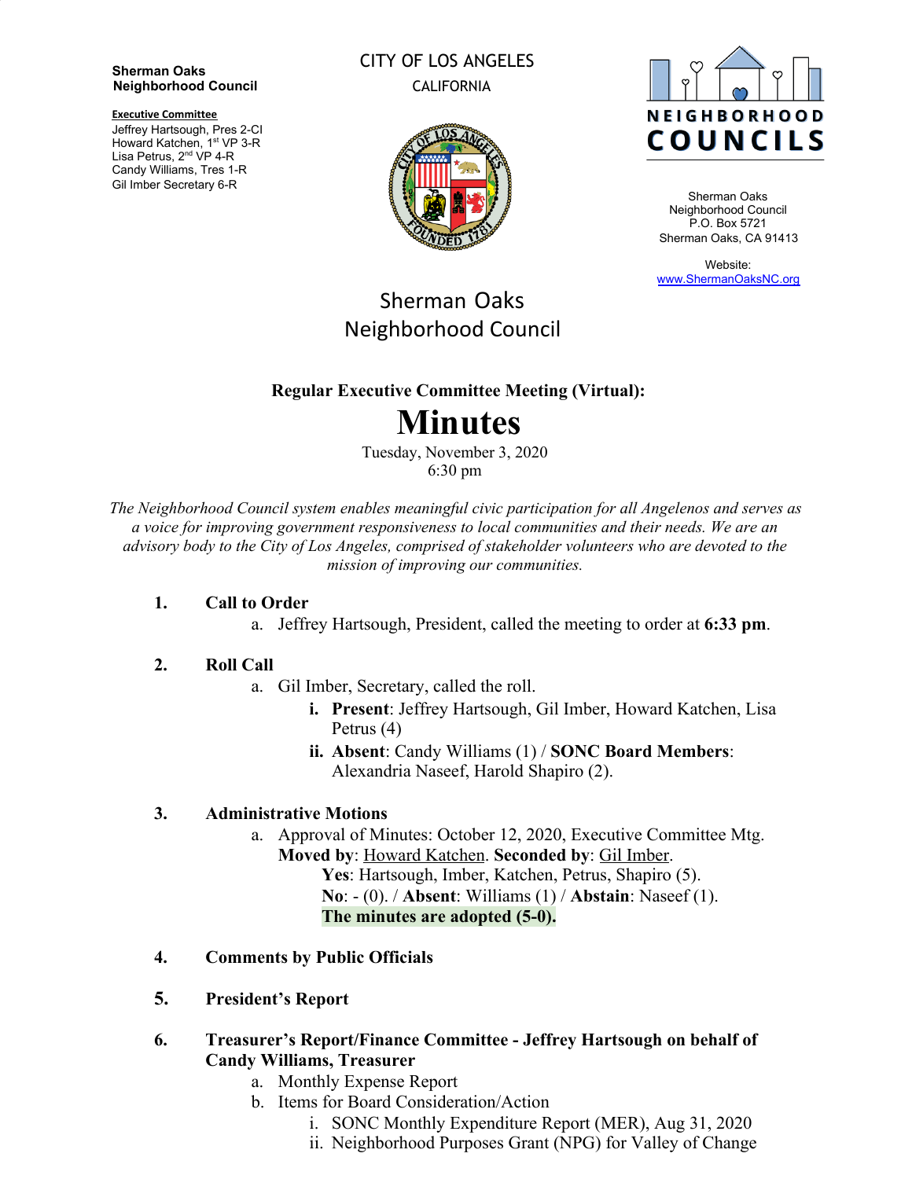**Sherman Oaks Neighborhood Council**

**Executive Committee**
Jeffrey Hartsough, Pres 2-CI
Howard Katchen, 1st VP 3-R
Lisa Petrus, 2nd VP 4-R
Candy Williams, Tres 1-R
Gil Imber Secretary 6-R

CITY OF LOS ANGELES
CALIFORNIA

NEIGHBORHOOD COUNCILS

Sherman Oaks Neighborhood Council
P.O. Box 5721
Sherman Oaks, CA 91413

Website:
www.ShermanOaksNC.org

# Sherman Oaks Neighborhood Council

### Regular Executive Committee Meeting (Virtual):

# Minutes

Tuesday, November 3, 2020
6:30 pm

*The Neighborhood Council system enables meaningful civic participation for all Angelenos and serves as a voice for improving government responsiveness to local communities and their needs. We are an advisory body to the City of Los Angeles, comprised of stakeholder volunteers who are devoted to the mission of improving our communities.*

1. **Call to Order**
   a. Jeffrey Hartsough, President, called the meeting to order at **6:33 pm**.

2. **Roll Call**
   a. Gil Imber, Secretary, called the roll.
      i. **Present**: Jeffrey Hartsough, Gil Imber, Howard Katchen, Lisa Petrus (4)
      ii. **Absent**: Candy Williams (1) / **SONC Board Members**: Alexandria Naseef, Harold Shapiro (2).

3. **Administrative Motions**
   a. Approval of Minutes: October 12, 2020, Executive Committee Mtg.
      **Moved by**: Howard Katchen. **Seconded by**: Gil Imber.
      **Yes**: Hartsough, Imber, Katchen, Petrus, Shapiro (5).
      **No**: - (0). / **Absent**: Williams (1) / **Abstain**: Naseef (1).
      **The minutes are adopted (5-0).**

4. **Comments by Public Officials**

5. **President's Report**

6. **Treasurer's Report/Finance Committee - Jeffrey Hartsough on behalf of Candy Williams, Treasurer**
   a. Monthly Expense Report
   b. Items for Board Consideration/Action
      i. SONC Monthly Expenditure Report (MER), Aug 31, 2020
      ii. Neighborhood Purposes Grant (NPG) for Valley of Change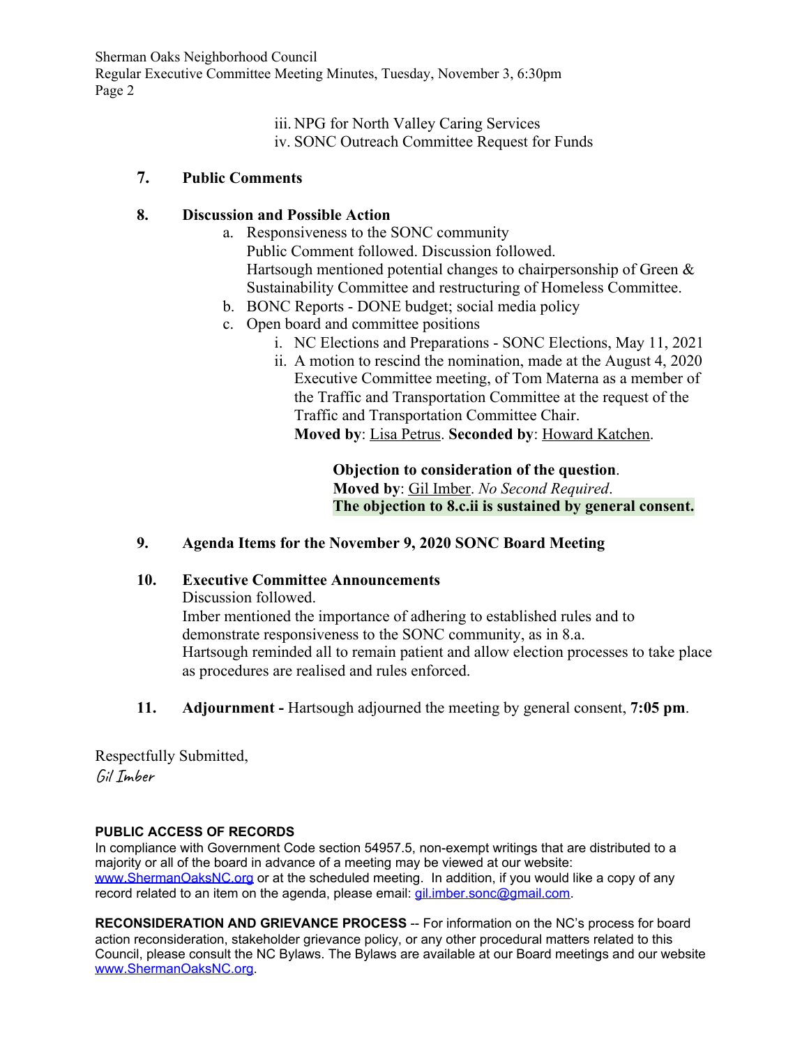iii. NPG for North Valley Caring Services
iv. SONC Outreach Committee Request for Funds

**7. Public Comments**

**8. Discussion and Possible Action**

a. Responsiveness to the SONC community
   Public Comment followed. Discussion followed.
   Hartsough mentioned potential changes to chairpersonship of Green & Sustainability Committee and restructuring of Homeless Committee.

b. BONC Reports - DONE budget; social media policy

c. Open board and committee positions

   i. NC Elections and Preparations - SONC Elections, May 11, 2021

   ii. A motion to rescind the nomination, made at the August 4, 2020 Executive Committee meeting, of Tom Materna as a member of the Traffic and Transportation Committee at the request of the Traffic and Transportation Committee Chair.
   **Moved by**: Lisa Petrus. **Seconded by**: Howard Katchen.

   **Objection to consideration of the question**.
   **Moved by**: Gil Imber. *No Second Required*.
   **The objection to 8.c.ii is sustained by general consent.**

**9. Agenda Items for the November 9, 2020 SONC Board Meeting**

**10. Executive Committee Announcements**

Discussion followed.
Imber mentioned the importance of adhering to established rules and to demonstrate responsiveness to the SONC community, as in 8.a.
Hartsough reminded all to remain patient and allow election processes to take place as procedures are realised and rules enforced.

**11. Adjournment -** Hartsough adjourned the meeting by general consent, **7:05 pm**.

Respectfully Submitted,
Gil Imber

**PUBLIC ACCESS OF RECORDS**
In compliance with Government Code section 54957.5, non-exempt writings that are distributed to a majority or all of the board in advance of a meeting may be viewed at our website: www.ShermanOaksNC.org or at the scheduled meeting. In addition, if you would like a copy of any record related to an item on the agenda, please email: gil.imber.sonc@gmail.com.

**RECONSIDERATION AND GRIEVANCE PROCESS** -- For information on the NC's process for board action reconsideration, stakeholder grievance policy, or any other procedural matters related to this Council, please consult the NC Bylaws. The Bylaws are available at our Board meetings and our website www.ShermanOaksNC.org.